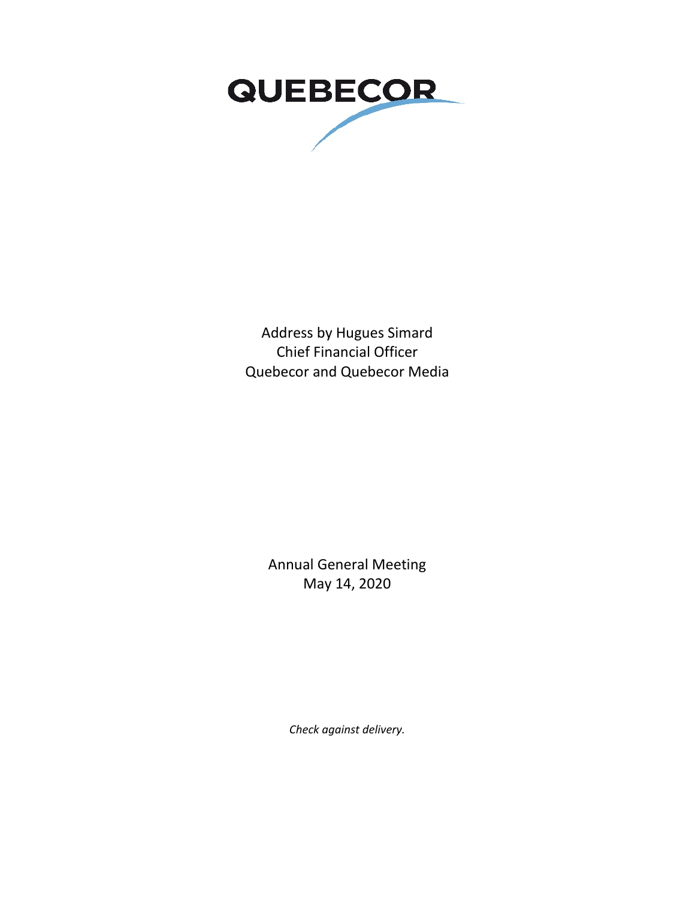QUEBECOR

Address by Hugues Simard
Chief Financial Officer
Quebecor and Quebecor Media

Annual General Meeting
May 14, 2020

*Check against delivery.*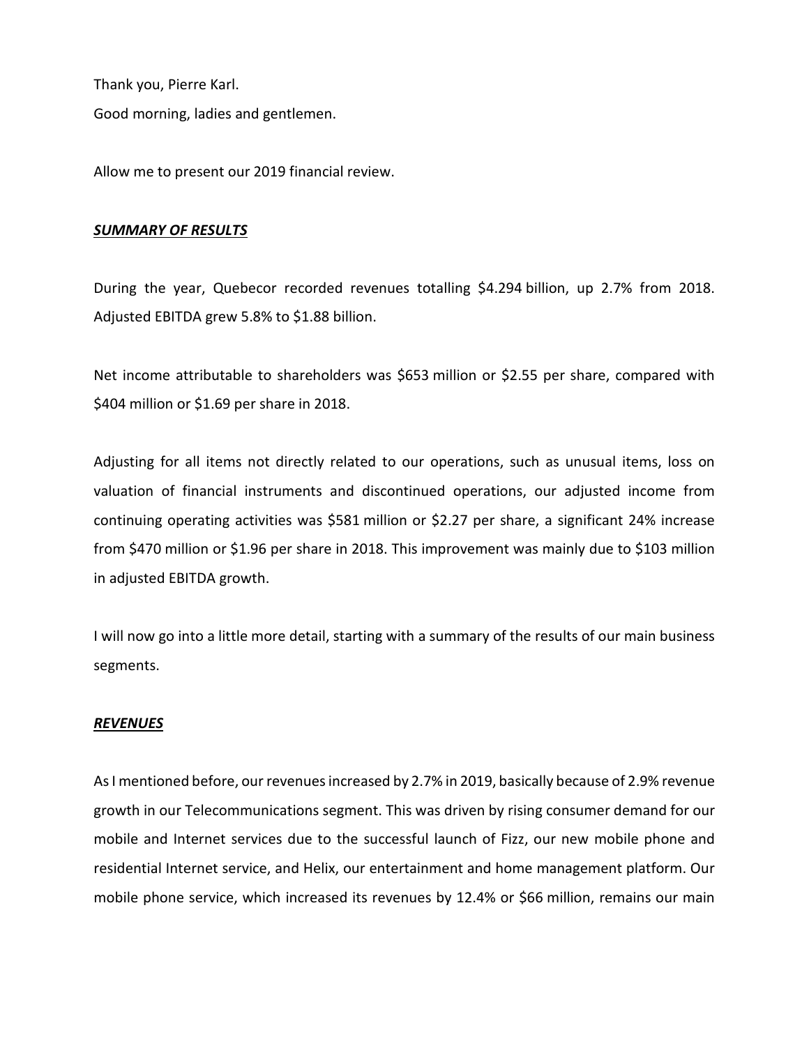Thank you, Pierre Karl.

Good morning, ladies and gentlemen.

Allow me to present our 2019 financial review.

***SUMMARY OF RESULTS***

During the year, Quebecor recorded revenues totalling $4.294 billion, up 2.7% from 2018. Adjusted EBITDA grew 5.8% to $1.88 billion.

Net income attributable to shareholders was $653 million or $2.55 per share, compared with $404 million or $1.69 per share in 2018.

Adjusting for all items not directly related to our operations, such as unusual items, loss on valuation of financial instruments and discontinued operations, our adjusted income from continuing operating activities was $581 million or $2.27 per share, a significant 24% increase from $470 million or $1.96 per share in 2018. This improvement was mainly due to $103 million in adjusted EBITDA growth.

I will now go into a little more detail, starting with a summary of the results of our main business segments.

***REVENUES***

As I mentioned before, our revenues increased by 2.7% in 2019, basically because of 2.9% revenue growth in our Telecommunications segment. This was driven by rising consumer demand for our mobile and Internet services due to the successful launch of Fizz, our new mobile phone and residential Internet service, and Helix, our entertainment and home management platform. Our mobile phone service, which increased its revenues by 12.4% or $66 million, remains our main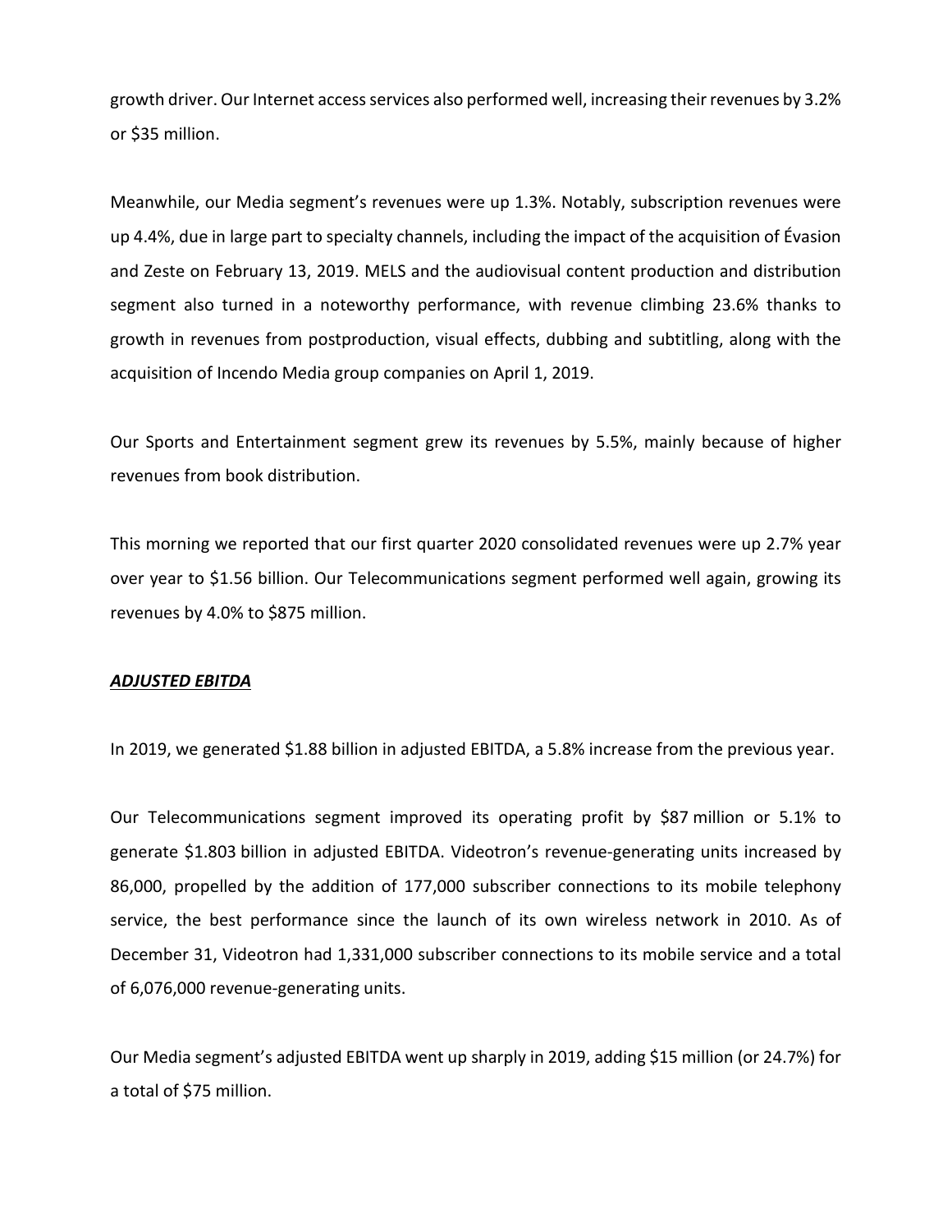growth driver. Our Internet access services also performed well, increasing their revenues by 3.2% or $35 million.

Meanwhile, our Media segment's revenues were up 1.3%. Notably, subscription revenues were up 4.4%, due in large part to specialty channels, including the impact of the acquisition of Évasion and Zeste on February 13, 2019. MELS and the audiovisual content production and distribution segment also turned in a noteworthy performance, with revenue climbing 23.6% thanks to growth in revenues from postproduction, visual effects, dubbing and subtitling, along with the acquisition of Incendo Media group companies on April 1, 2019.

Our Sports and Entertainment segment grew its revenues by 5.5%, mainly because of higher revenues from book distribution.

This morning we reported that our first quarter 2020 consolidated revenues were up 2.7% year over year to $1.56 billion. Our Telecommunications segment performed well again, growing its revenues by 4.0% to $875 million.

***ADJUSTED EBITDA***

In 2019, we generated $1.88 billion in adjusted EBITDA, a 5.8% increase from the previous year.

Our Telecommunications segment improved its operating profit by $87 million or 5.1% to generate $1.803 billion in adjusted EBITDA. Videotron's revenue-generating units increased by 86,000, propelled by the addition of 177,000 subscriber connections to its mobile telephony service, the best performance since the launch of its own wireless network in 2010. As of December 31, Videotron had 1,331,000 subscriber connections to its mobile service and a total of 6,076,000 revenue-generating units.

Our Media segment's adjusted EBITDA went up sharply in 2019, adding $15 million (or 24.7%) for a total of $75 million.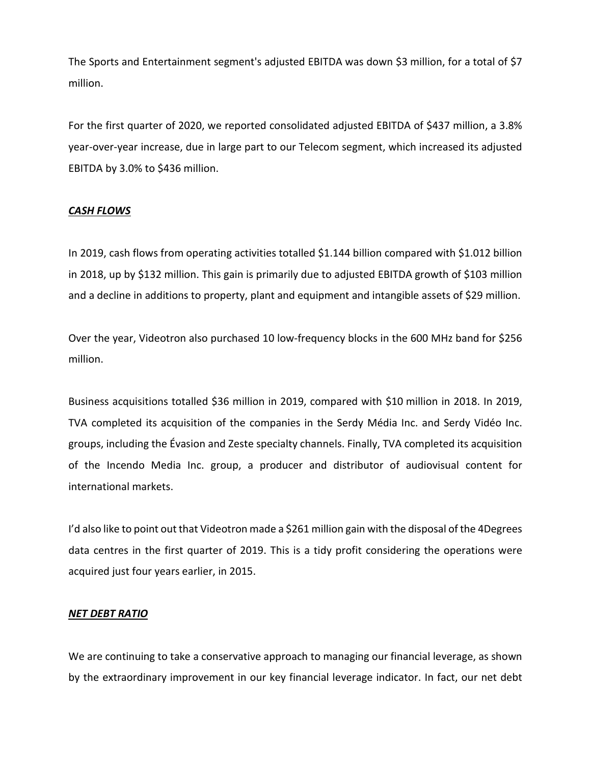The Sports and Entertainment segment's adjusted EBITDA was down $3 million, for a total of $7 million.

For the first quarter of 2020, we reported consolidated adjusted EBITDA of $437 million, a 3.8% year-over-year increase, due in large part to our Telecom segment, which increased its adjusted EBITDA by 3.0% to $436 million.

***CASH FLOWS***

In 2019, cash flows from operating activities totalled $1.144 billion compared with $1.012 billion in 2018, up by $132 million. This gain is primarily due to adjusted EBITDA growth of $103 million and a decline in additions to property, plant and equipment and intangible assets of $29 million.

Over the year, Videotron also purchased 10 low-frequency blocks in the 600 MHz band for $256 million.

Business acquisitions totalled $36 million in 2019, compared with $10 million in 2018. In 2019, TVA completed its acquisition of the companies in the Serdy Média Inc. and Serdy Vidéo Inc. groups, including the Évasion and Zeste specialty channels. Finally, TVA completed its acquisition of the Incendo Media Inc. group, a producer and distributor of audiovisual content for international markets.

I'd also like to point out that Videotron made a $261 million gain with the disposal of the 4Degrees data centres in the first quarter of 2019. This is a tidy profit considering the operations were acquired just four years earlier, in 2015.

***NET DEBT RATIO***

We are continuing to take a conservative approach to managing our financial leverage, as shown by the extraordinary improvement in our key financial leverage indicator. In fact, our net debt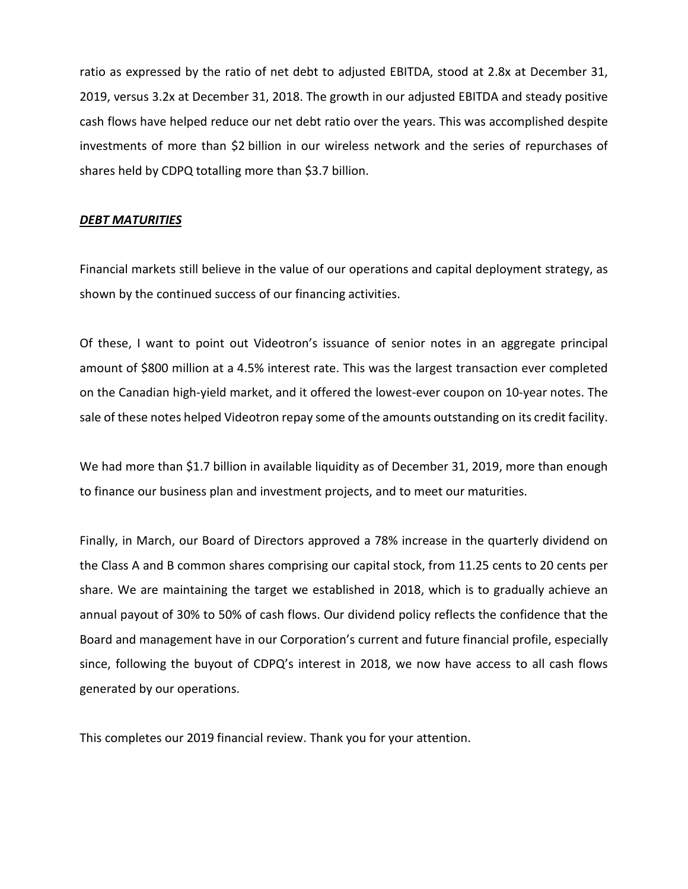ratio as expressed by the ratio of net debt to adjusted EBITDA, stood at 2.8x at December 31, 2019, versus 3.2x at December 31, 2018. The growth in our adjusted EBITDA and steady positive cash flows have helped reduce our net debt ratio over the years. This was accomplished despite investments of more than $2 billion in our wireless network and the series of repurchases of shares held by CDPQ totalling more than $3.7 billion.

***DEBT MATURITIES***

Financial markets still believe in the value of our operations and capital deployment strategy, as shown by the continued success of our financing activities.

Of these, I want to point out Videotron's issuance of senior notes in an aggregate principal amount of $800 million at a 4.5% interest rate. This was the largest transaction ever completed on the Canadian high-yield market, and it offered the lowest-ever coupon on 10-year notes. The sale of these notes helped Videotron repay some of the amounts outstanding on its credit facility.

We had more than $1.7 billion in available liquidity as of December 31, 2019, more than enough to finance our business plan and investment projects, and to meet our maturities.

Finally, in March, our Board of Directors approved a 78% increase in the quarterly dividend on the Class A and B common shares comprising our capital stock, from 11.25 cents to 20 cents per share. We are maintaining the target we established in 2018, which is to gradually achieve an annual payout of 30% to 50% of cash flows. Our dividend policy reflects the confidence that the Board and management have in our Corporation's current and future financial profile, especially since, following the buyout of CDPQ's interest in 2018, we now have access to all cash flows generated by our operations.

This completes our 2019 financial review. Thank you for your attention.